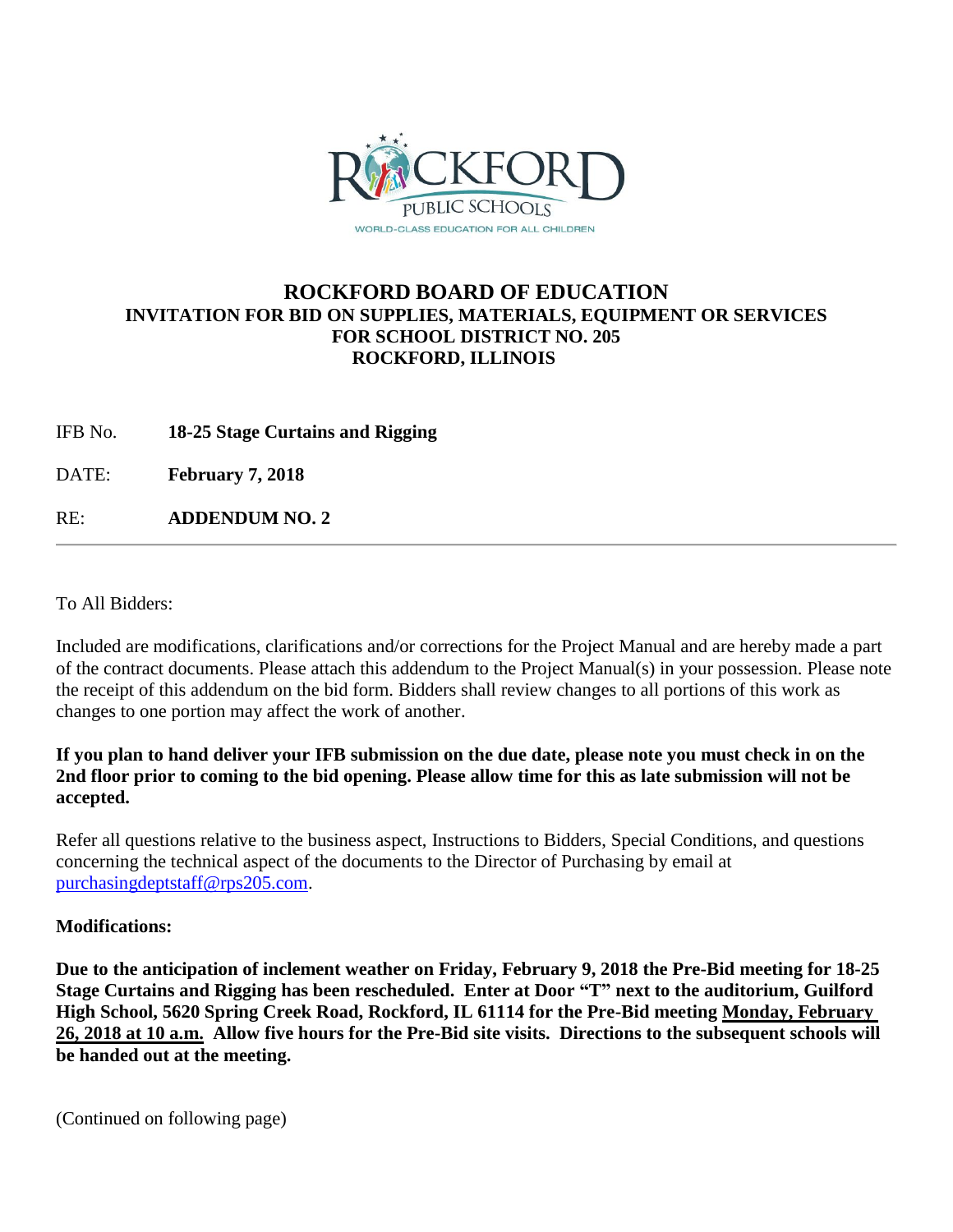# ROCKFORD BOARD OF EDUCATION

## INVITATION FOR BID ON SUPPLIES, MATERIALS, EQUIPMENT OR SERVICES FOR SCHOOL DISTRICT NO. 205 ROCKFORD, ILLINOIS

IFB No. **18-25 Stage Curtains and Rigging**

DATE: **February 7, 2018**

RE: **ADDENDUM NO. 2**

---

To All Bidders:

Included are modifications, clarifications and/or corrections for the Project Manual and are hereby made a part of the contract documents. Please attach this addendum to the Project Manual(s) in your possession. Please note the receipt of this addendum on the bid form. Bidders shall review changes to all portions of this work as changes to one portion may affect the work of another.

**If you plan to hand deliver your IFB submission on the due date, please note you must check in on the 2nd floor prior to coming to the bid opening. Please allow time for this as late submission will not be accepted.**

Refer all questions relative to the business aspect, Instructions to Bidders, Special Conditions, and questions concerning the technical aspect of the documents to the Director of Purchasing by email at purchasingdeptstaff@rps205.com.

**Modifications:**

**Due to the anticipation of inclement weather on Friday, February 9, 2018 the Pre-Bid meeting for 18-25 Stage Curtains and Rigging has been rescheduled. Enter at Door "T" next to the auditorium, Guilford High School, 5620 Spring Creek Road, Rockford, IL 61114 for the Pre-Bid meeting Monday, February 26, 2018 at 10 a.m. Allow five hours for the Pre-Bid site visits. Directions to the subsequent schools will be handed out at the meeting.**

(Continued on following page)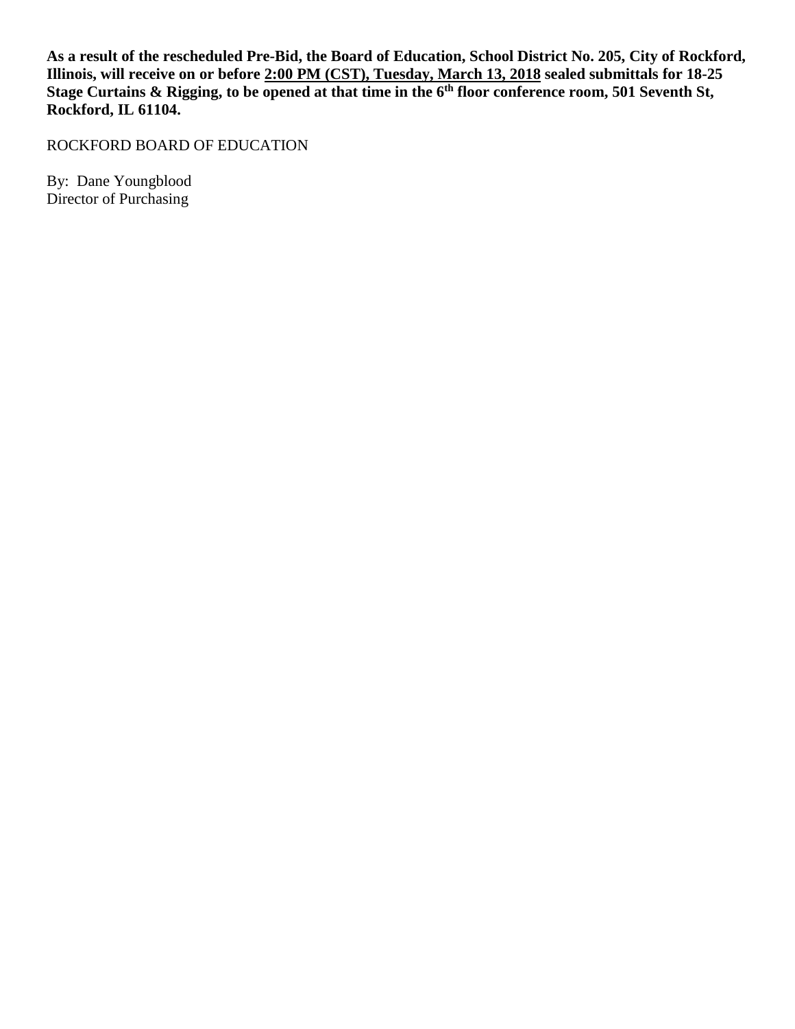**As a result of the rescheduled Pre-Bid, the Board of Education, School District No. 205, City of Rockford, Illinois, will receive on or before <u>2:00 PM (CST), Tuesday, March 13, 2018</u> sealed submittals for 18-25 Stage Curtains & Rigging, to be opened at that time in the 6th floor conference room, 501 Seventh St, Rockford, IL 61104.**

ROCKFORD BOARD OF EDUCATION

By: Dane Youngblood
Director of Purchasing